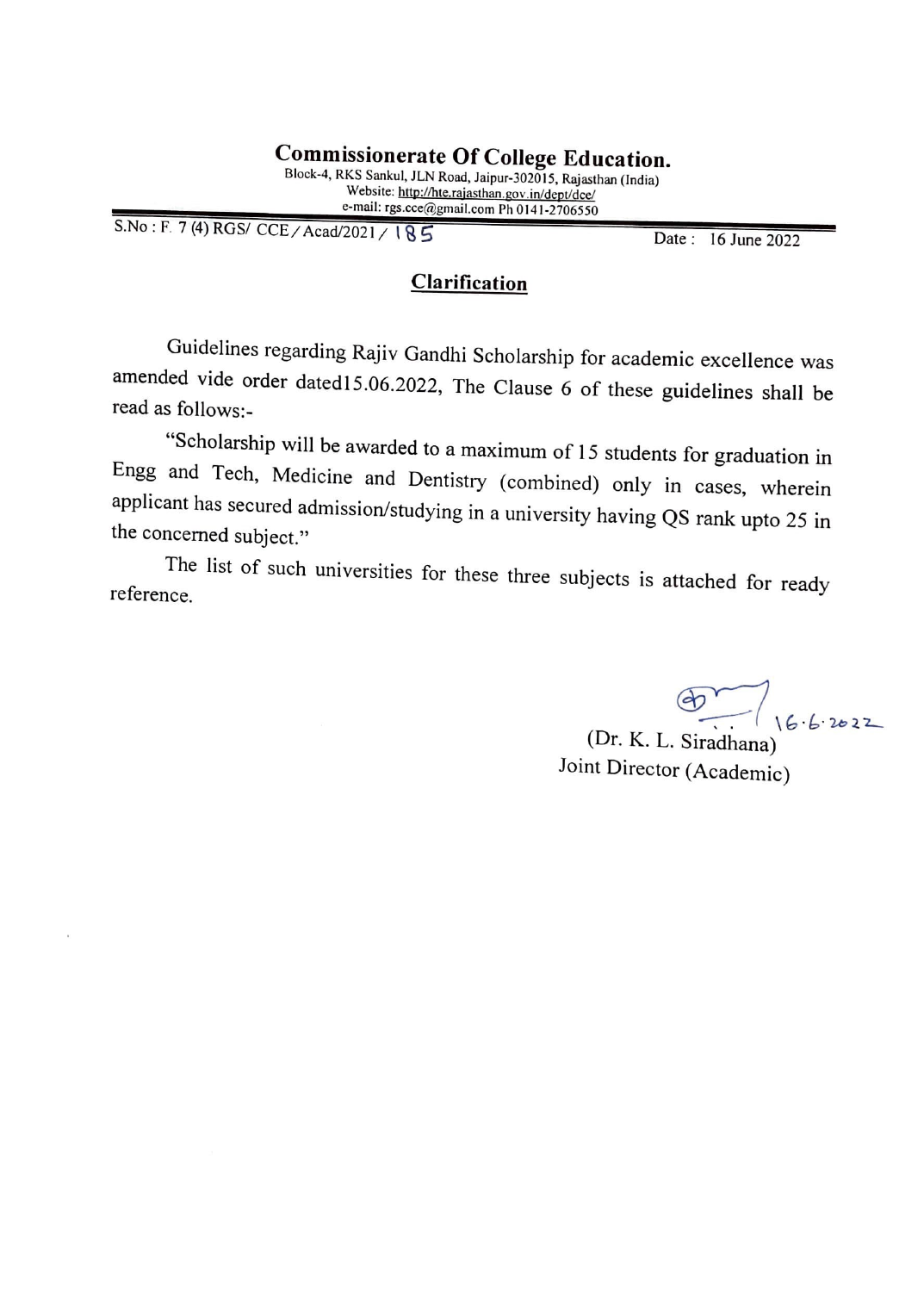# Commissionerate Of College Education.

Block-4, RKS Sankul, JLN Road, Jaipur-302015, Rajasthan (India)
Website: http://hte.rajasthan.gov.in/dept/dce/
e-mail: rgs.cce@gmail.com Ph 0141-2706550

S.No : F. 7 (4) RGS/ CCE / Acad/2021 / 185 Date : 16 June 2022

## Clarification

Guidelines regarding Rajiv Gandhi Scholarship for academic excellence was amended vide order dated15.06.2022, The Clause 6 of these guidelines shall be read as follows:-

"Scholarship will be awarded to a maximum of 15 students for graduation in Engg and Tech, Medicine and Dentistry (combined) only in cases, wherein applicant has secured admission/studying in a university having QS rank upto 25 in the concerned subject."

The list of such universities for these three subjects is attached for ready reference.

16.6.2022
(Dr. K. L. Siradhana)
Joint Director (Academic)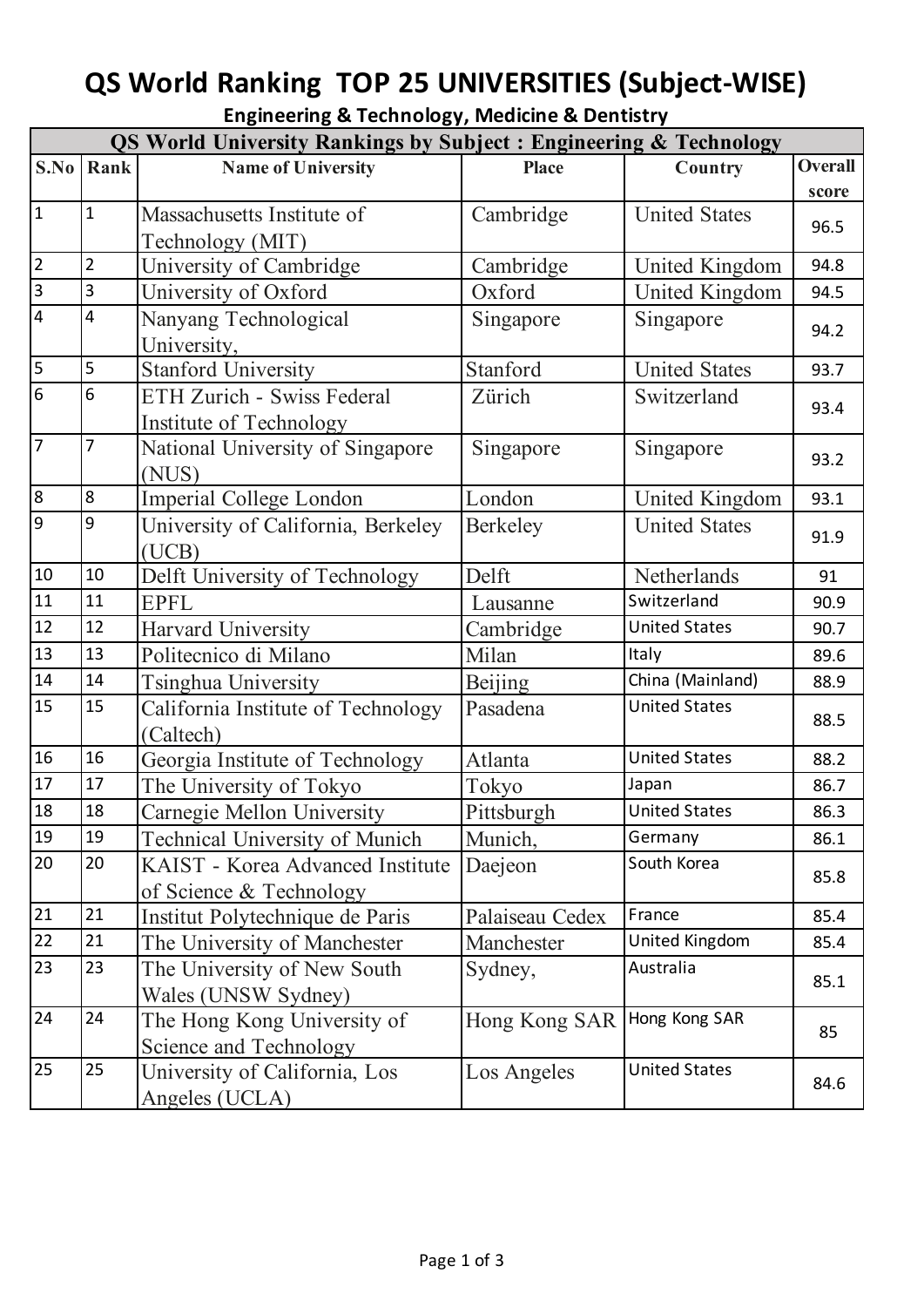# QS World Ranking TOP 25 UNIVERSITIES (Subject-WISE)

**Engineering & Technology, Medicine & Dentistry**

| QS World University Rankings by Subject : Engineering & Technology | | | | | |
|---|---|---|---|---|---|
| **S.No** | **Rank** | **Name of University** | **Place** | **Country** | **Overall score** |
| 1 | 1 | Massachusetts Institute of Technology (MIT) | Cambridge | United States | 96.5 |
| 2 | 2 | University of Cambridge | Cambridge | United Kingdom | 94.8 |
| 3 | 3 | University of Oxford | Oxford | United Kingdom | 94.5 |
| 4 | 4 | Nanyang Technological University, | Singapore | Singapore | 94.2 |
| 5 | 5 | Stanford University | Stanford | United States | 93.7 |
| 6 | 6 | ETH Zurich - Swiss Federal Institute of Technology | Zürich | Switzerland | 93.4 |
| 7 | 7 | National University of Singapore (NUS) | Singapore | Singapore | 93.2 |
| 8 | 8 | Imperial College London | London | United Kingdom | 93.1 |
| 9 | 9 | University of California, Berkeley (UCB) | Berkeley | United States | 91.9 |
| 10 | 10 | Delft University of Technology | Delft | Netherlands | 91 |
| 11 | 11 | EPFL | Lausanne | Switzerland | 90.9 |
| 12 | 12 | Harvard University | Cambridge | United States | 90.7 |
| 13 | 13 | Politecnico di Milano | Milan | Italy | 89.6 |
| 14 | 14 | Tsinghua University | Beijing | China (Mainland) | 88.9 |
| 15 | 15 | California Institute of Technology (Caltech) | Pasadena | United States | 88.5 |
| 16 | 16 | Georgia Institute of Technology | Atlanta | United States | 88.2 |
| 17 | 17 | The University of Tokyo | Tokyo | Japan | 86.7 |
| 18 | 18 | Carnegie Mellon University | Pittsburgh | United States | 86.3 |
| 19 | 19 | Technical University of Munich | Munich, | Germany | 86.1 |
| 20 | 20 | KAIST - Korea Advanced Institute of Science & Technology | Daejeon | South Korea | 85.8 |
| 21 | 21 | Institut Polytechnique de Paris | Palaiseau Cedex | France | 85.4 |
| 22 | 21 | The University of Manchester | Manchester | United Kingdom | 85.4 |
| 23 | 23 | The University of New South Wales (UNSW Sydney) | Sydney, | Australia | 85.1 |
| 24 | 24 | The Hong Kong University of Science and Technology | Hong Kong SAR | Hong Kong SAR | 85 |
| 25 | 25 | University of California, Los Angeles (UCLA) | Los Angeles | United States | 84.6 |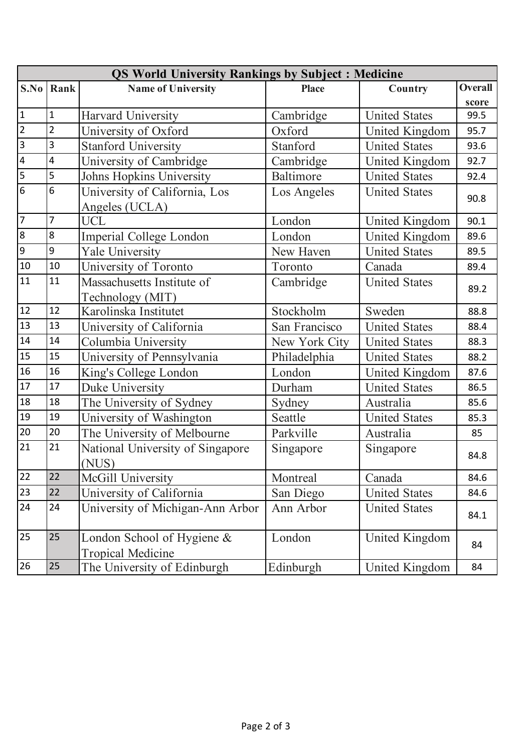| QS World University Rankings by Subject : Medicine | | | | | |
|---|---|---|---|---|---|
| **S.No** | **Rank** | **Name of University** | **Place** | **Country** | **Overall score** |
| 1 | 1 | Harvard University | Cambridge | United States | 99.5 |
| 2 | 2 | University of Oxford | Oxford | United Kingdom | 95.7 |
| 3 | 3 | Stanford University | Stanford | United States | 93.6 |
| 4 | 4 | University of Cambridge | Cambridge | United Kingdom | 92.7 |
| 5 | 5 | Johns Hopkins University | Baltimore | United States | 92.4 |
| 6 | 6 | University of California, Los Angeles (UCLA) | Los Angeles | United States | 90.8 |
| 7 | 7 | UCL | London | United Kingdom | 90.1 |
| 8 | 8 | Imperial College London | London | United Kingdom | 89.6 |
| 9 | 9 | Yale University | New Haven | United States | 89.5 |
| 10 | 10 | University of Toronto | Toronto | Canada | 89.4 |
| 11 | 11 | Massachusetts Institute of Technology (MIT) | Cambridge | United States | 89.2 |
| 12 | 12 | Karolinska Institutet | Stockholm | Sweden | 88.8 |
| 13 | 13 | University of California | San Francisco | United States | 88.4 |
| 14 | 14 | Columbia University | New York City | United States | 88.3 |
| 15 | 15 | University of Pennsylvania | Philadelphia | United States | 88.2 |
| 16 | 16 | King's College London | London | United Kingdom | 87.6 |
| 17 | 17 | Duke University | Durham | United States | 86.5 |
| 18 | 18 | The University of Sydney | Sydney | Australia | 85.6 |
| 19 | 19 | University of Washington | Seattle | United States | 85.3 |
| 20 | 20 | The University of Melbourne | Parkville | Australia | 85 |
| 21 | 21 | National University of Singapore (NUS) | Singapore | Singapore | 84.8 |
| 22 | 22 | McGill University | Montreal | Canada | 84.6 |
| 23 | 22 | University of California | San Diego | United States | 84.6 |
| 24 | 24 | University of Michigan-Ann Arbor | Ann Arbor | United States | 84.1 |
| 25 | 25 | London School of Hygiene & Tropical Medicine | London | United Kingdom | 84 |
| 26 | 25 | The University of Edinburgh | Edinburgh | United Kingdom | 84 |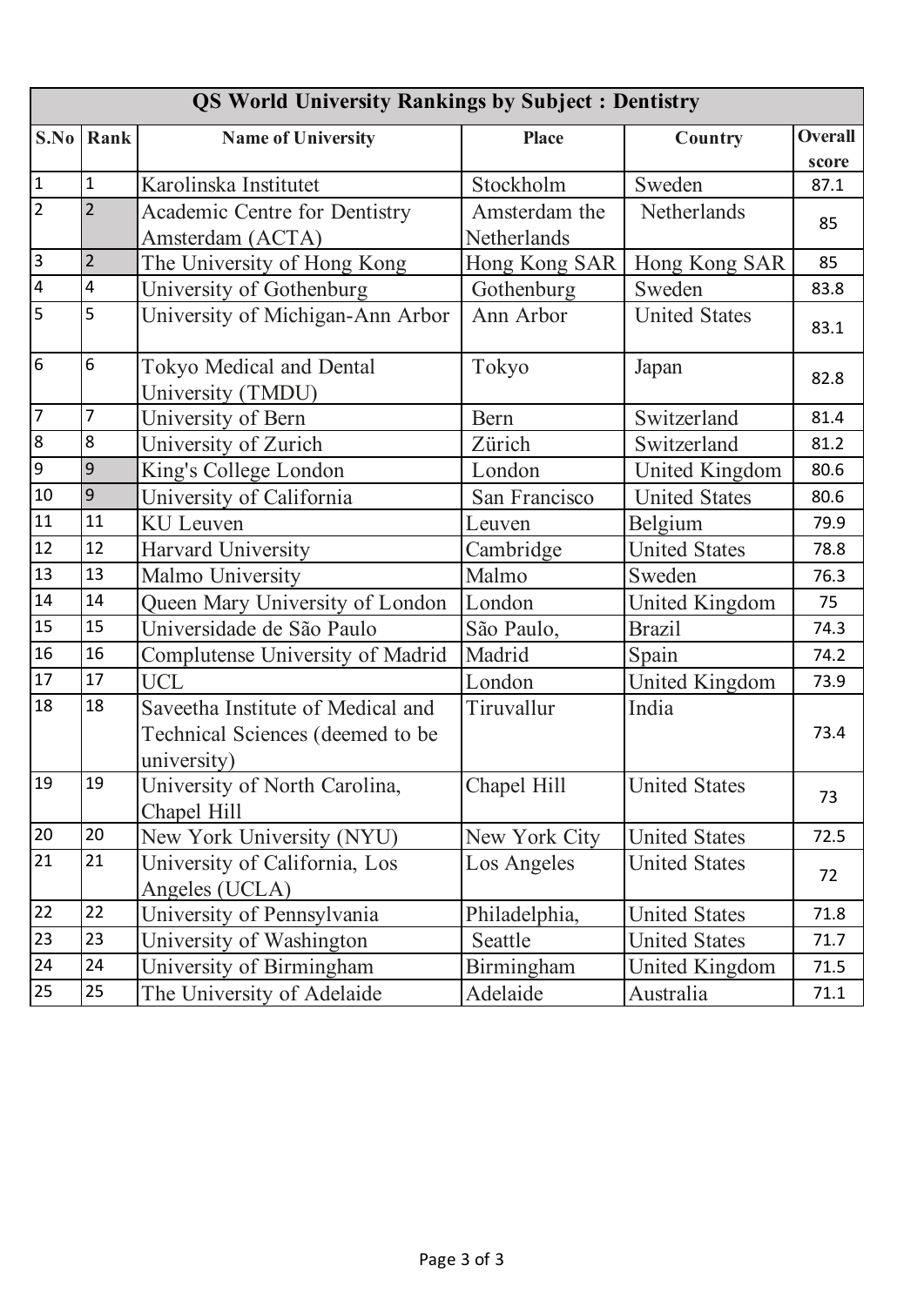| QS World University Rankings by Subject : Dentistry | | | | | |
|---|---|---|---|---|---|
| **S.No** | **Rank** | **Name of University** | **Place** | **Country** | **Overall score** |
| 1 | 1 | Karolinska Institutet | Stockholm | Sweden | 87.1 |
| 2 | 2 | Academic Centre for Dentistry Amsterdam (ACTA) | Amsterdam the Netherlands | Netherlands | 85 |
| 3 | 2 | The University of Hong Kong | Hong Kong SAR | Hong Kong SAR | 85 |
| 4 | 4 | University of Gothenburg | Gothenburg | Sweden | 83.8 |
| 5 | 5 | University of Michigan-Ann Arbor | Ann Arbor | United States | 83.1 |
| 6 | 6 | Tokyo Medical and Dental University (TMDU) | Tokyo | Japan | 82.8 |
| 7 | 7 | University of Bern | Bern | Switzerland | 81.4 |
| 8 | 8 | University of Zurich | Zürich | Switzerland | 81.2 |
| 9 | 9 | King's College London | London | United Kingdom | 80.6 |
| 10 | 9 | University of California | San Francisco | United States | 80.6 |
| 11 | 11 | KU Leuven | Leuven | Belgium | 79.9 |
| 12 | 12 | Harvard University | Cambridge | United States | 78.8 |
| 13 | 13 | Malmo University | Malmo | Sweden | 76.3 |
| 14 | 14 | Queen Mary University of London | London | United Kingdom | 75 |
| 15 | 15 | Universidade de São Paulo | São Paulo, | Brazil | 74.3 |
| 16 | 16 | Complutense University of Madrid | Madrid | Spain | 74.2 |
| 17 | 17 | UCL | London | United Kingdom | 73.9 |
| 18 | 18 | Saveetha Institute of Medical and Technical Sciences (deemed to be university) | Tiruvallur | India | 73.4 |
| 19 | 19 | University of North Carolina, Chapel Hill | Chapel Hill | United States | 73 |
| 20 | 20 | New York University (NYU) | New York City | United States | 72.5 |
| 21 | 21 | University of California, Los Angeles (UCLA) | Los Angeles | United States | 72 |
| 22 | 22 | University of Pennsylvania | Philadelphia, | United States | 71.8 |
| 23 | 23 | University of Washington | Seattle | United States | 71.7 |
| 24 | 24 | University of Birmingham | Birmingham | United Kingdom | 71.5 |
| 25 | 25 | The University of Adelaide | Adelaide | Australia | 71.1 |